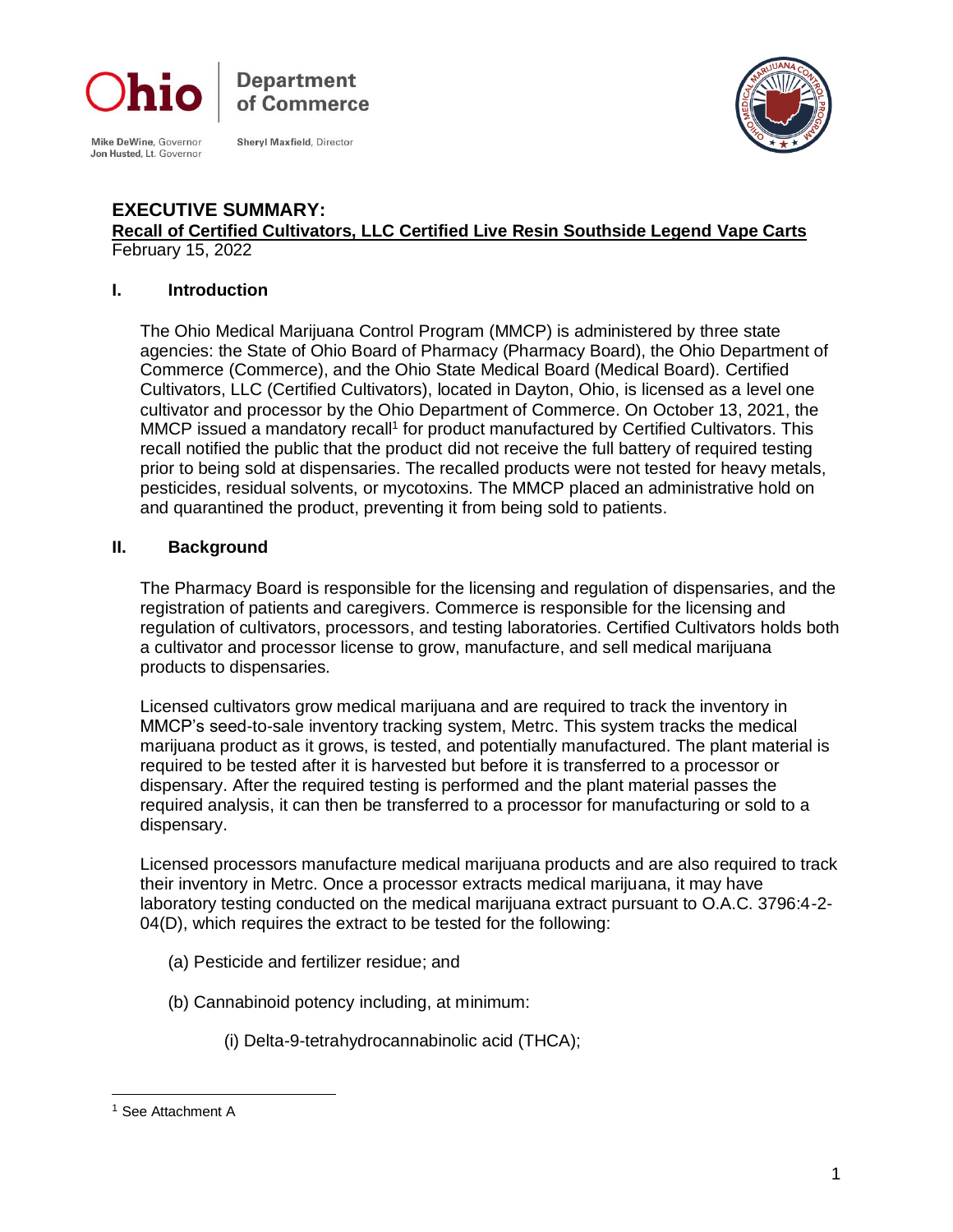Ohio | Department of Commerce

Mike DeWine, Governor
Jon Husted, Lt. Governor

Sheryl Maxfield, Director

## EXECUTIVE SUMMARY:

**Recall of Certified Cultivators, LLC Certified Live Resin Southside Legend Vape Carts**

February 15, 2022

### I. Introduction

The Ohio Medical Marijuana Control Program (MMCP) is administered by three state agencies: the State of Ohio Board of Pharmacy (Pharmacy Board), the Ohio Department of Commerce (Commerce), and the Ohio State Medical Board (Medical Board). Certified Cultivators, LLC (Certified Cultivators), located in Dayton, Ohio, is licensed as a level one cultivator and processor by the Ohio Department of Commerce. On October 13, 2021, the MMCP issued a mandatory recall[1] for product manufactured by Certified Cultivators. This recall notified the public that the product did not receive the full battery of required testing prior to being sold at dispensaries. The recalled products were not tested for heavy metals, pesticides, residual solvents, or mycotoxins. The MMCP placed an administrative hold on and quarantined the product, preventing it from being sold to patients.

### II. Background

The Pharmacy Board is responsible for the licensing and regulation of dispensaries, and the registration of patients and caregivers. Commerce is responsible for the licensing and regulation of cultivators, processors, and testing laboratories. Certified Cultivators holds both a cultivator and processor license to grow, manufacture, and sell medical marijuana products to dispensaries.

Licensed cultivators grow medical marijuana and are required to track the inventory in MMCP's seed-to-sale inventory tracking system, Metrc. This system tracks the medical marijuana product as it grows, is tested, and potentially manufactured. The plant material is required to be tested after it is harvested but before it is transferred to a processor or dispensary. After the required testing is performed and the plant material passes the required analysis, it can then be transferred to a processor for manufacturing or sold to a dispensary.

Licensed processors manufacture medical marijuana products and are also required to track their inventory in Metrc. Once a processor extracts medical marijuana, it may have laboratory testing conducted on the medical marijuana extract pursuant to O.A.C. 3796:4-2-04(D), which requires the extract to be tested for the following:

(a) Pesticide and fertilizer residue; and

(b) Cannabinoid potency including, at minimum:

(i) Delta-9-tetrahydrocannabinolic acid (THCA);

---

[1] See Attachment A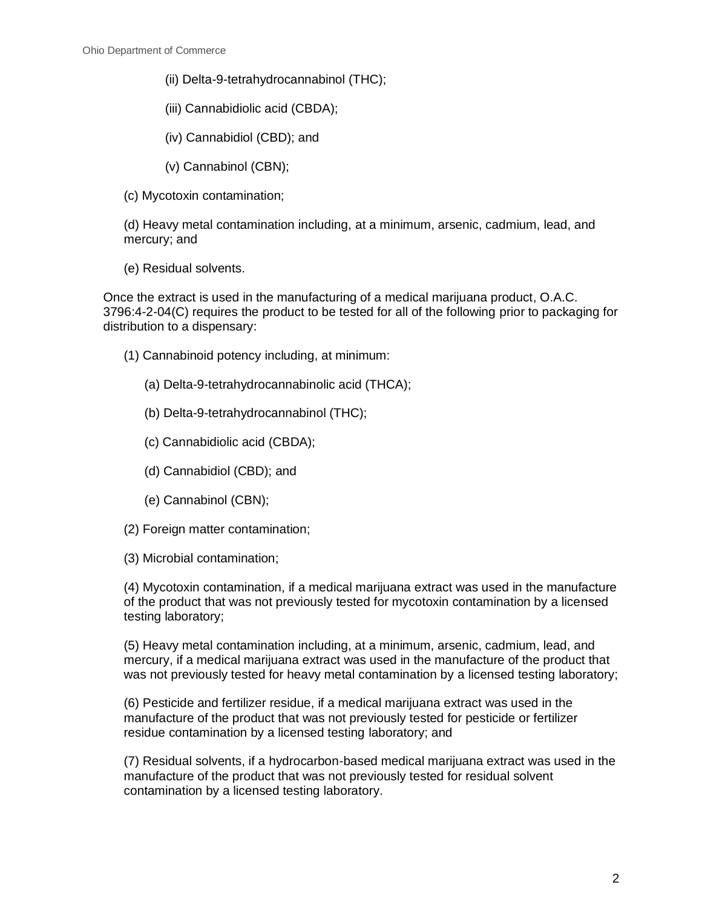(ii) Delta-9-tetrahydrocannabinol (THC);

(iii) Cannabidiolic acid (CBDA);

(iv) Cannabidiol (CBD); and

(v) Cannabinol (CBN);

(c) Mycotoxin contamination;

(d) Heavy metal contamination including, at a minimum, arsenic, cadmium, lead, and mercury; and

(e) Residual solvents.

Once the extract is used in the manufacturing of a medical marijuana product, O.A.C. 3796:4-2-04(C) requires the product to be tested for all of the following prior to packaging for distribution to a dispensary:

(1) Cannabinoid potency including, at minimum:

(a) Delta-9-tetrahydrocannabinolic acid (THCA);

(b) Delta-9-tetrahydrocannabinol (THC);

(c) Cannabidiolic acid (CBDA);

(d) Cannabidiol (CBD); and

(e) Cannabinol (CBN);

(2) Foreign matter contamination;

(3) Microbial contamination;

(4) Mycotoxin contamination, if a medical marijuana extract was used in the manufacture of the product that was not previously tested for mycotoxin contamination by a licensed testing laboratory;

(5) Heavy metal contamination including, at a minimum, arsenic, cadmium, lead, and mercury, if a medical marijuana extract was used in the manufacture of the product that was not previously tested for heavy metal contamination by a licensed testing laboratory;

(6) Pesticide and fertilizer residue, if a medical marijuana extract was used in the manufacture of the product that was not previously tested for pesticide or fertilizer residue contamination by a licensed testing laboratory; and

(7) Residual solvents, if a hydrocarbon-based medical marijuana extract was used in the manufacture of the product that was not previously tested for residual solvent contamination by a licensed testing laboratory.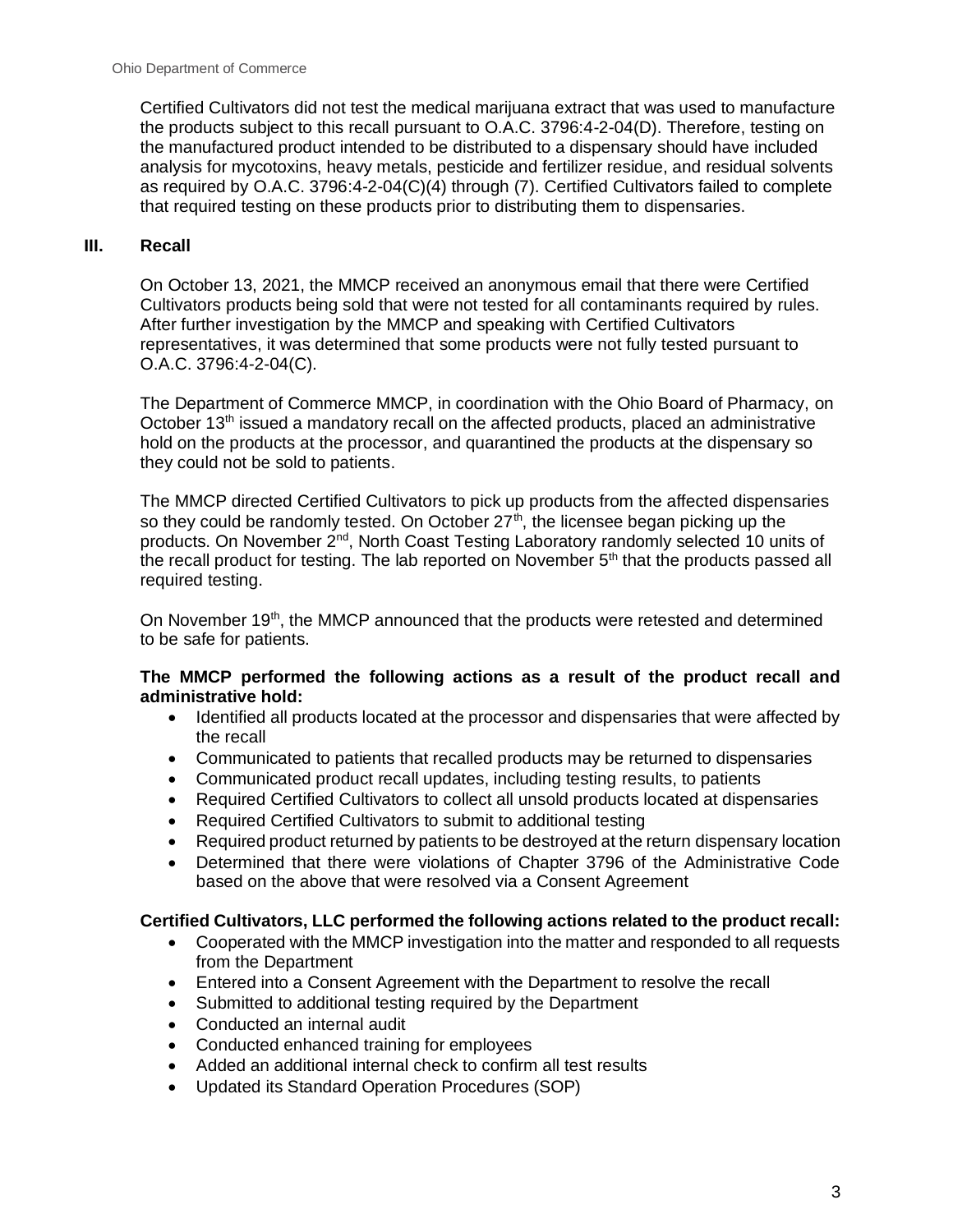Certified Cultivators did not test the medical marijuana extract that was used to manufacture the products subject to this recall pursuant to O.A.C. 3796:4-2-04(D). Therefore, testing on the manufactured product intended to be distributed to a dispensary should have included analysis for mycotoxins, heavy metals, pesticide and fertilizer residue, and residual solvents as required by O.A.C. 3796:4-2-04(C)(4) through (7). Certified Cultivators failed to complete that required testing on these products prior to distributing them to dispensaries.

## III. Recall

On October 13, 2021, the MMCP received an anonymous email that there were Certified Cultivators products being sold that were not tested for all contaminants required by rules. After further investigation by the MMCP and speaking with Certified Cultivators representatives, it was determined that some products were not fully tested pursuant to O.A.C. 3796:4-2-04(C).

The Department of Commerce MMCP, in coordination with the Ohio Board of Pharmacy, on October 13th issued a mandatory recall on the affected products, placed an administrative hold on the products at the processor, and quarantined the products at the dispensary so they could not be sold to patients.

The MMCP directed Certified Cultivators to pick up products from the affected dispensaries so they could be randomly tested. On October 27th, the licensee began picking up the products. On November 2nd, North Coast Testing Laboratory randomly selected 10 units of the recall product for testing. The lab reported on November 5th that the products passed all required testing.

On November 19th, the MMCP announced that the products were retested and determined to be safe for patients.

**The MMCP performed the following actions as a result of the product recall and administrative hold:**

- Identified all products located at the processor and dispensaries that were affected by the recall
- Communicated to patients that recalled products may be returned to dispensaries
- Communicated product recall updates, including testing results, to patients
- Required Certified Cultivators to collect all unsold products located at dispensaries
- Required Certified Cultivators to submit to additional testing
- Required product returned by patients to be destroyed at the return dispensary location
- Determined that there were violations of Chapter 3796 of the Administrative Code based on the above that were resolved via a Consent Agreement

**Certified Cultivators, LLC performed the following actions related to the product recall:**

- Cooperated with the MMCP investigation into the matter and responded to all requests from the Department
- Entered into a Consent Agreement with the Department to resolve the recall
- Submitted to additional testing required by the Department
- Conducted an internal audit
- Conducted enhanced training for employees
- Added an additional internal check to confirm all test results
- Updated its Standard Operation Procedures (SOP)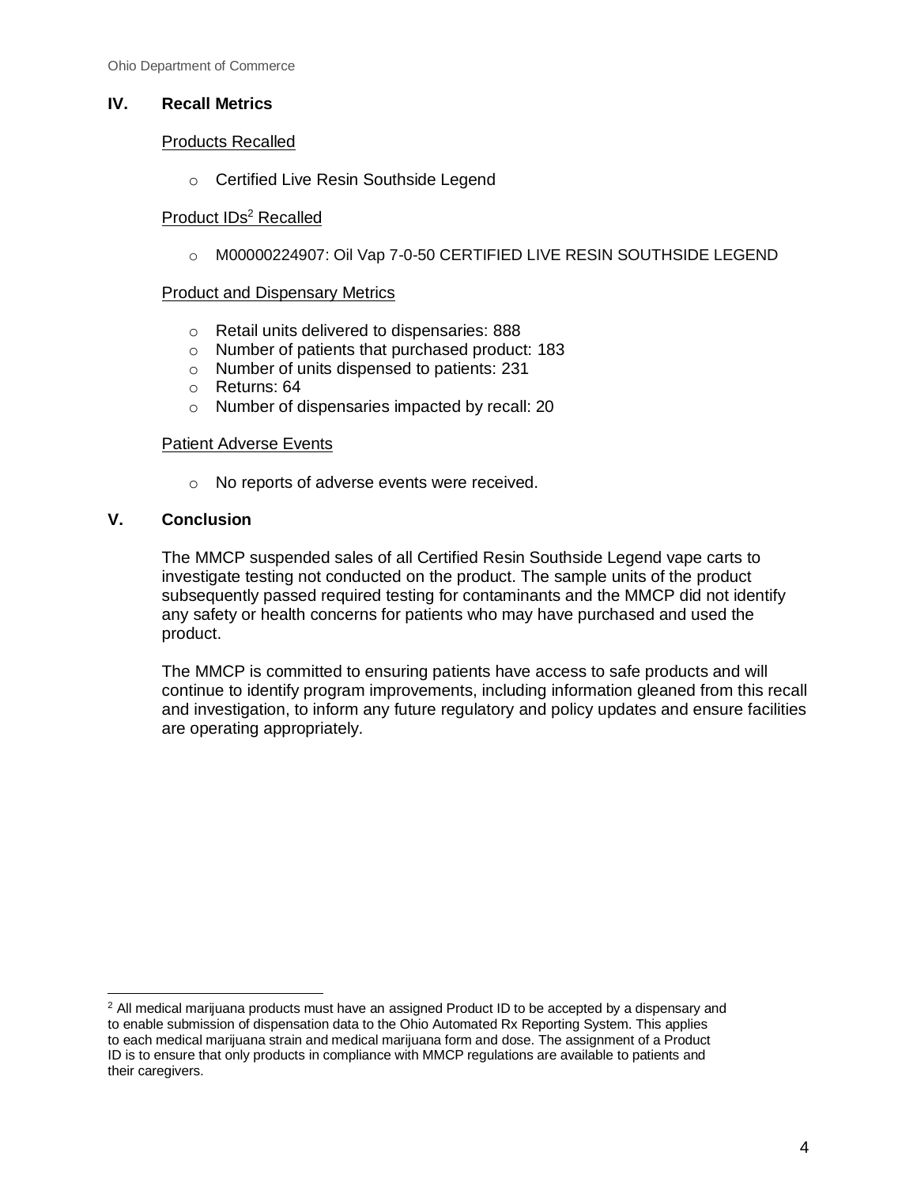## IV. Recall Metrics

Products Recalled

- Certified Live Resin Southside Legend

Product IDs[2] Recalled

- M00000224907: Oil Vap 7-0-50 CERTIFIED LIVE RESIN SOUTHSIDE LEGEND

Product and Dispensary Metrics

- Retail units delivered to dispensaries: 888
- Number of patients that purchased product: 183
- Number of units dispensed to patients: 231
- Returns: 64
- Number of dispensaries impacted by recall: 20

Patient Adverse Events

- No reports of adverse events were received.

## V. Conclusion

The MMCP suspended sales of all Certified Resin Southside Legend vape carts to investigate testing not conducted on the product. The sample units of the product subsequently passed required testing for contaminants and the MMCP did not identify any safety or health concerns for patients who may have purchased and used the product.

The MMCP is committed to ensuring patients have access to safe products and will continue to identify program improvements, including information gleaned from this recall and investigation, to inform any future regulatory and policy updates and ensure facilities are operating appropriately.

---

[2] All medical marijuana products must have an assigned Product ID to be accepted by a dispensary and to enable submission of dispensation data to the Ohio Automated Rx Reporting System. This applies to each medical marijuana strain and medical marijuana form and dose. The assignment of a Product ID is to ensure that only products in compliance with MMCP regulations are available to patients and their caregivers.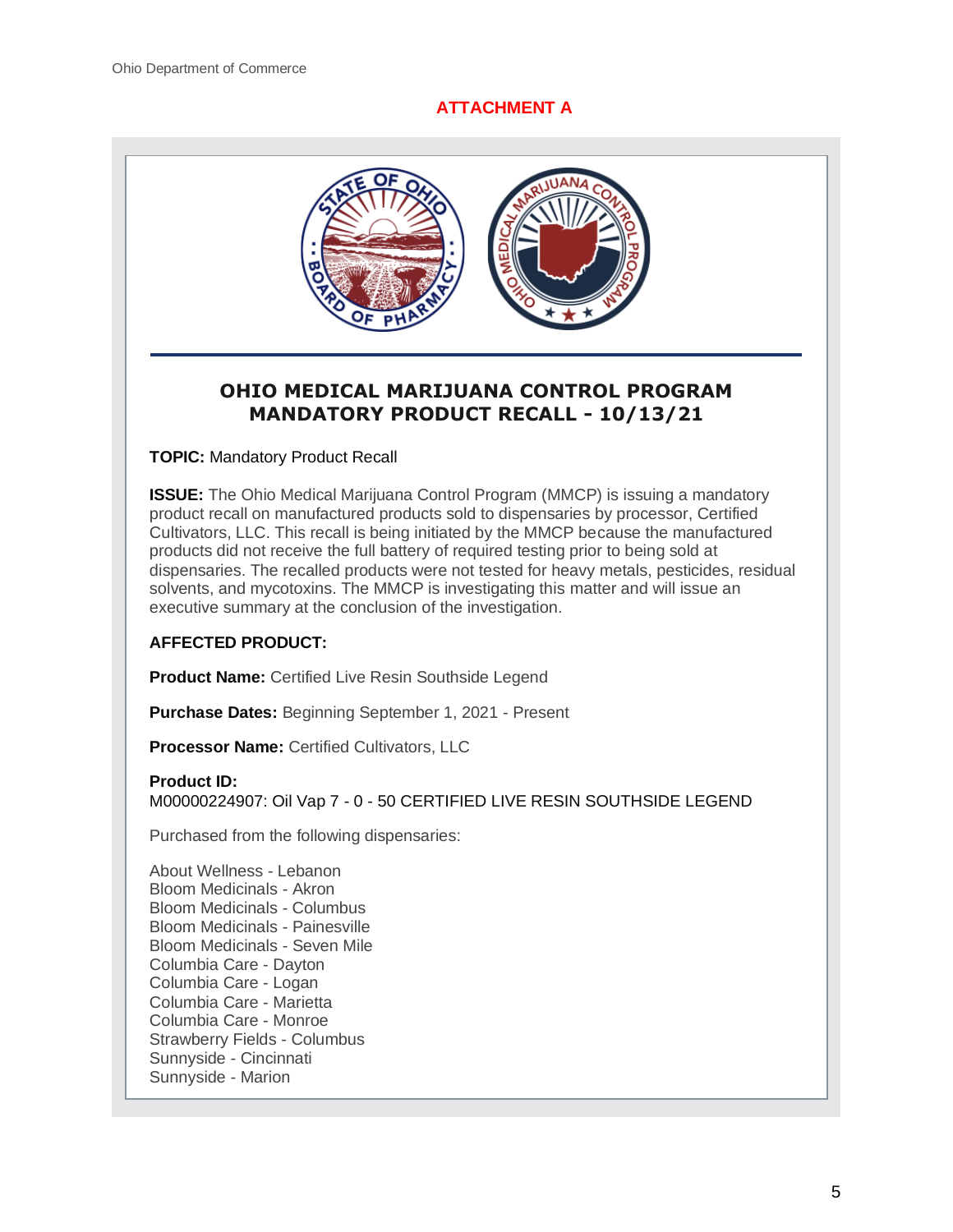**ATTACHMENT A**

# OHIO MEDICAL MARIJUANA CONTROL PROGRAM
# MANDATORY PRODUCT RECALL - 10/13/21

**TOPIC:** Mandatory Product Recall

**ISSUE:** The Ohio Medical Marijuana Control Program (MMCP) is issuing a mandatory product recall on manufactured products sold to dispensaries by processor, Certified Cultivators, LLC. This recall is being initiated by the MMCP because the manufactured products did not receive the full battery of required testing prior to being sold at dispensaries. The recalled products were not tested for heavy metals, pesticides, residual solvents, and mycotoxins. The MMCP is investigating this matter and will issue an executive summary at the conclusion of the investigation.

**AFFECTED PRODUCT:**

**Product Name:** Certified Live Resin Southside Legend

**Purchase Dates:** Beginning September 1, 2021 - Present

**Processor Name:** Certified Cultivators, LLC

**Product ID:**
M00000224907: Oil Vap 7 - 0 - 50 CERTIFIED LIVE RESIN SOUTHSIDE LEGEND

Purchased from the following dispensaries:

About Wellness - Lebanon
Bloom Medicinals - Akron
Bloom Medicinals - Columbus
Bloom Medicinals - Painesville
Bloom Medicinals - Seven Mile
Columbia Care - Dayton
Columbia Care - Logan
Columbia Care - Marietta
Columbia Care - Monroe
Strawberry Fields - Columbus
Sunnyside - Cincinnati
Sunnyside - Marion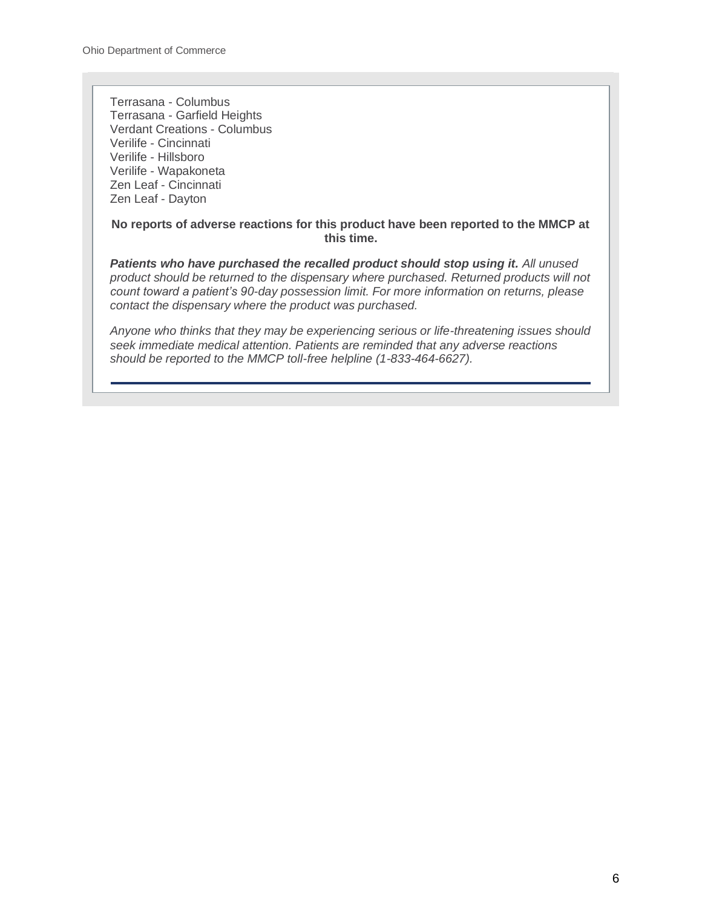Terrasana - Columbus
Terrasana - Garfield Heights
Verdant Creations - Columbus
Verilife - Cincinnati
Verilife - Hillsboro
Verilife - Wapakoneta
Zen Leaf - Cincinnati
Zen Leaf - Dayton

**No reports of adverse reactions for this product have been reported to the MMCP at this time.**

***Patients who have purchased the recalled product should stop using it.*** *All unused product should be returned to the dispensary where purchased. Returned products will not count toward a patient's 90-day possession limit. For more information on returns, please contact the dispensary where the product was purchased.*

*Anyone who thinks that they may be experiencing serious or life-threatening issues should seek immediate medical attention. Patients are reminded that any adverse reactions should be reported to the MMCP toll-free helpline (1-833-464-6627).*